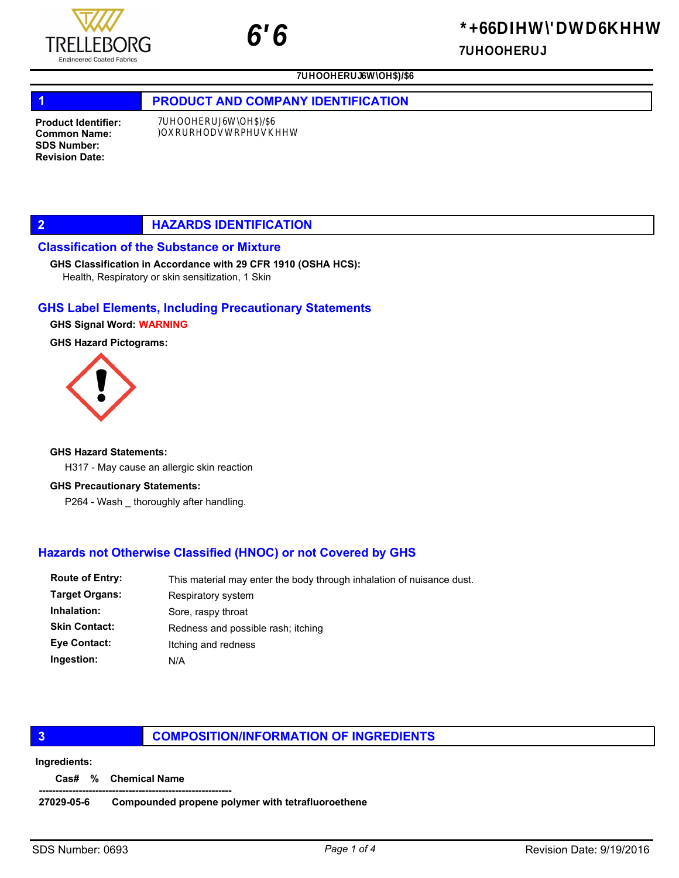## 1 PRODUCT AND COMPANY IDENTIFICATION

**Product Identifier:** 7UHOOHERUJ6W\OH$)/$6
**Common Name:** )OXRURHODVWRPHUVKHHW
**SDS Number:**
**Revision Date:**

## 2 HAZARDS IDENTIFICATION

### Classification of the Substance or Mixture

**GHS Classification in Accordance with 29 CFR 1910 (OSHA HCS):**
Health, Respiratory or skin sensitization, 1 Skin

### GHS Label Elements, Including Precautionary Statements

**GHS Signal Word:** WARNING

**GHS Hazard Pictograms:**

**GHS Hazard Statements:**

H317 - May cause an allergic skin reaction

**GHS Precautionary Statements:**

P264 - Wash _ thoroughly after handling.

### Hazards not Otherwise Classified (HNOC) or not Covered by GHS

| | |
|---|---|
| **Route of Entry:** | This material may enter the body through inhalation of nuisance dust. |
| **Target Organs:** | Respiratory system |
| **Inhalation:** | Sore, raspy throat |
| **Skin Contact:** | Redness and possible rash; itching |
| **Eye Contact:** | Itching and redness |
| **Ingestion:** | N/A |

## 3 COMPOSITION/INFORMATION OF INGREDIENTS

**Ingredients:**

| Cas# | % | Chemical Name |
|---|---|---|
| 27029-05-6 | | Compounded propene polymer with tetrafluoroethene |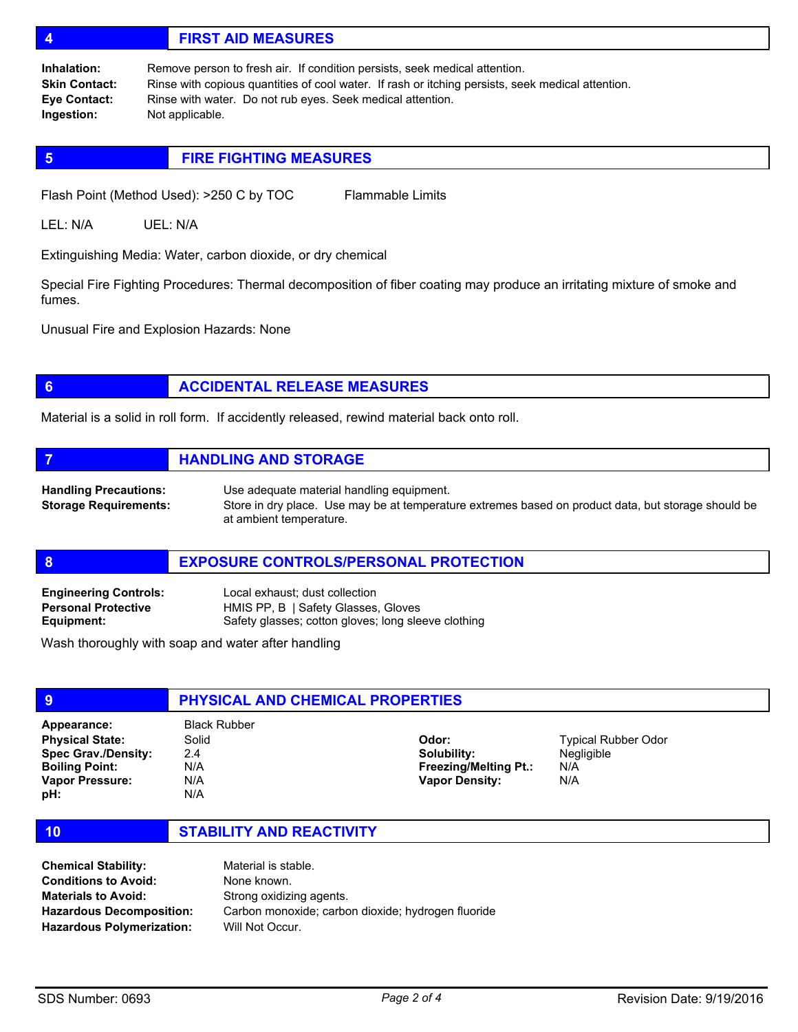## 4 FIRST AID MEASURES

**Inhalation:** Remove person to fresh air. If condition persists, seek medical attention.
**Skin Contact:** Rinse with copious quantities of cool water. If rash or itching persists, seek medical attention.
**Eye Contact:** Rinse with water. Do not rub eyes. Seek medical attention.
**Ingestion:** Not applicable.

## 5 FIRE FIGHTING MEASURES

Flash Point (Method Used): >250 C by TOC     Flammable Limits

LEL: N/A     UEL: N/A

Extinguishing Media: Water, carbon dioxide, or dry chemical

Special Fire Fighting Procedures: Thermal decomposition of fiber coating may produce an irritating mixture of smoke and fumes.

Unusual Fire and Explosion Hazards: None

## 6 ACCIDENTAL RELEASE MEASURES

Material is a solid in roll form. If accidently released, rewind material back onto roll.

## 7 HANDLING AND STORAGE

**Handling Precautions:** Use adequate material handling equipment.
**Storage Requirements:** Store in dry place. Use may be at temperature extremes based on product data, but storage should be at ambient temperature.

## 8 EXPOSURE CONTROLS/PERSONAL PROTECTION

**Engineering Controls:** Local exhaust; dust collection
**Personal Protective Equipment:** HMIS PP, B | Safety Glasses, Gloves
Safety glasses; cotton gloves; long sleeve clothing

Wash thoroughly with soap and water after handling

## 9 PHYSICAL AND CHEMICAL PROPERTIES

**Appearance:** Black Rubber

| | | | |
|---|---|---|---|
| **Physical State:** | Solid | **Odor:** | Typical Rubber Odor |
| **Spec Grav./Density:** | 2.4 | **Solubility:** | Negligible |
| **Boiling Point:** | N/A | **Freezing/Melting Pt.:** | N/A |
| **Vapor Pressure:** | N/A | **Vapor Density:** | N/A |
| **pH:** | N/A | | |

## 10 STABILITY AND REACTIVITY

**Chemical Stability:** Material is stable.
**Conditions to Avoid:** None known.
**Materials to Avoid:** Strong oxidizing agents.
**Hazardous Decomposition:** Carbon monoxide; carbon dioxide; hydrogen fluoride
**Hazardous Polymerization:** Will Not Occur.

SDS Number: 0693     Revision Date: 9/19/2016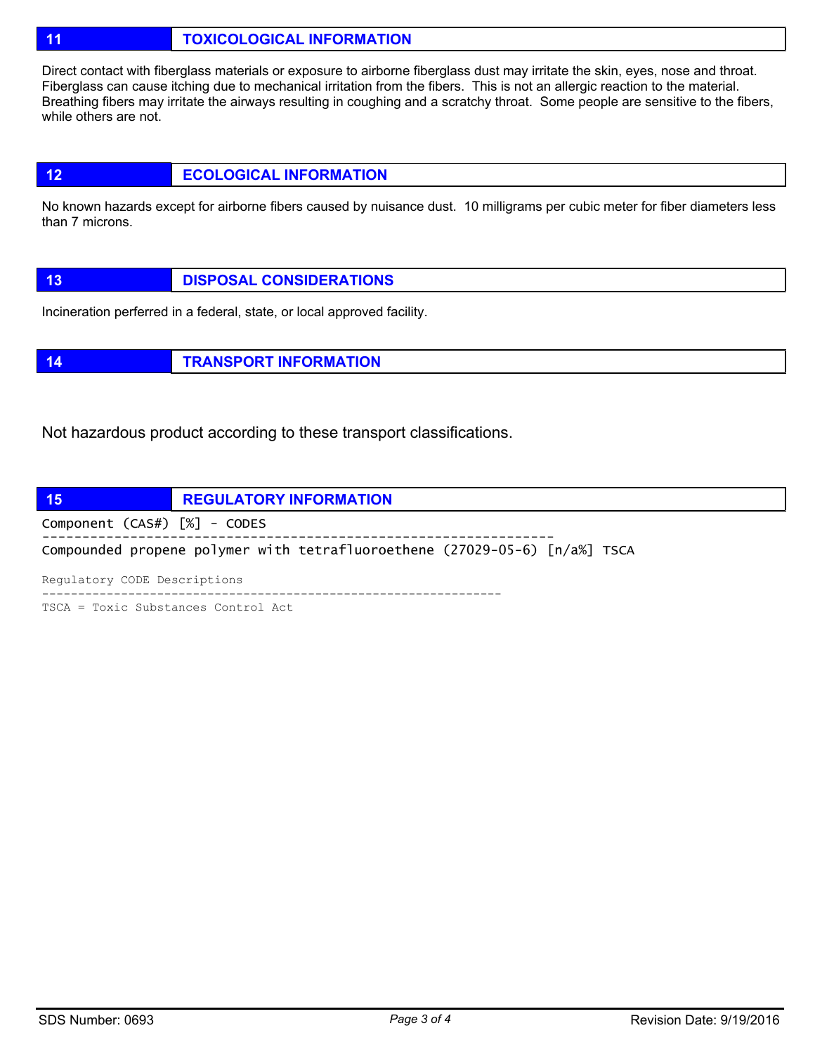## 11 TOXICOLOGICAL INFORMATION

Direct contact with fiberglass materials or exposure to airborne fiberglass dust may irritate the skin, eyes, nose and throat. Fiberglass can cause itching due to mechanical irritation from the fibers. This is not an allergic reaction to the material. Breathing fibers may irritate the airways resulting in coughing and a scratchy throat. Some people are sensitive to the fibers, while others are not.

## 12 ECOLOGICAL INFORMATION

No known hazards except for airborne fibers caused by nuisance dust. 10 milligrams per cubic meter for fiber diameters less than 7 microns.

## 13 DISPOSAL CONSIDERATIONS

Incineration perferred in a federal, state, or local approved facility.

## 14 TRANSPORT INFORMATION

Not hazardous product according to these transport classifications.

## 15 REGULATORY INFORMATION

```
Component (CAS#) [%] - CODES
----------------------------------------------------------------
Compounded propene polymer with tetrafluoroethene (27029-05-6) [n/a%] TSCA

Regulatory CODE Descriptions
----------------------------------------------------------------
TSCA = Toxic Substances Control Act
```

SDS Number: 0693 Revision Date: 9/19/2016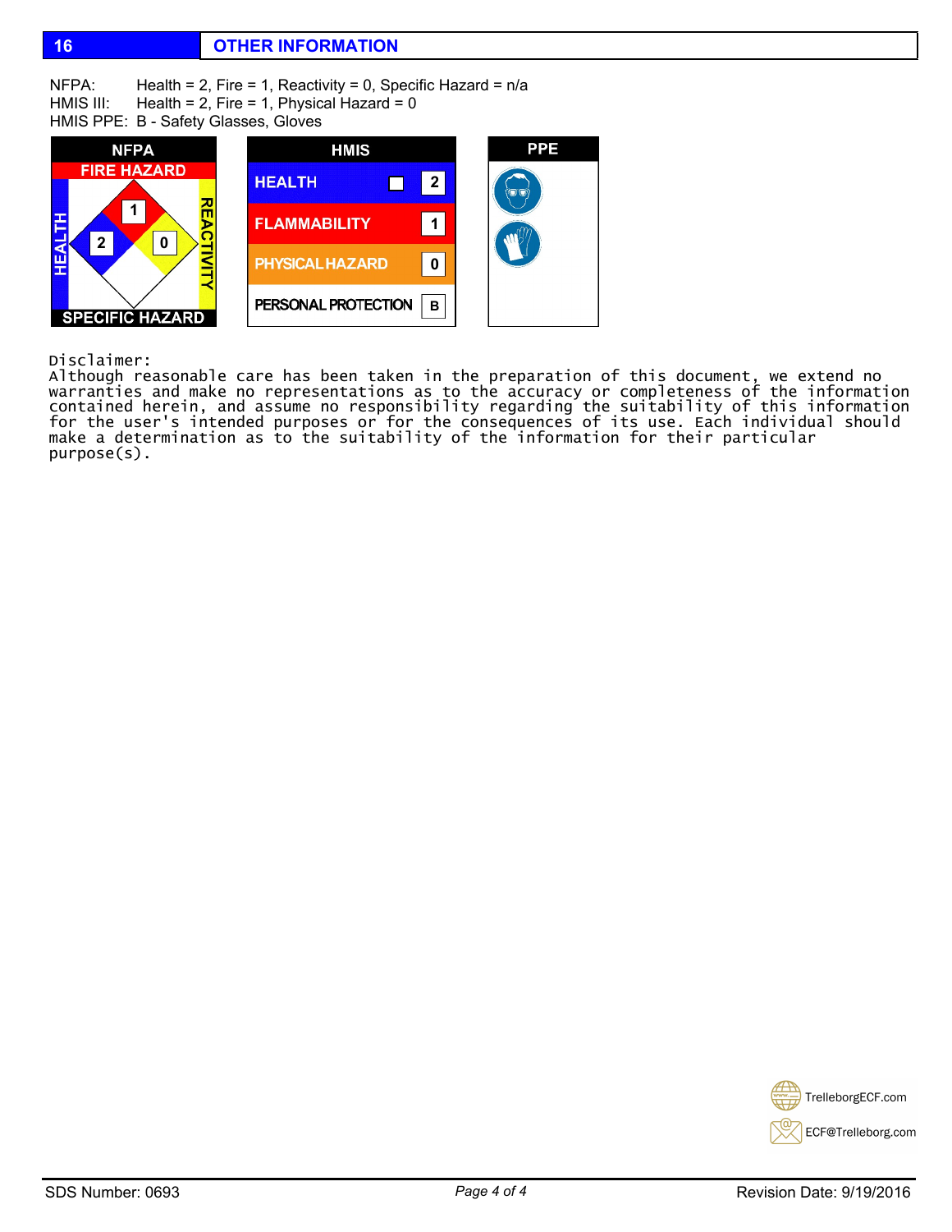## 16 OTHER INFORMATION

NFPA: Health = 2, Fire = 1, Reactivity = 0, Specific Hazard = n/a
HMIS III: Health = 2, Fire = 1, Physical Hazard = 0
HMIS PPE: B - Safety Glasses, Gloves

NFPA
FIRE HAZARD
HEALTH
REACTIVITY
1
2
0
SPECIFIC HAZARD

| HMIS | |
|---|---|
| HEALTH | 2 |
| FLAMMABILITY | 1 |
| PHYSICAL HAZARD | 0 |
| PERSONAL PROTECTION | B |

PPE

Disclaimer:
Although reasonable care has been taken in the preparation of this document, we extend no warranties and make no representations as to the accuracy or completeness of the information contained herein, and assume no responsibility regarding the suitability of this information for the user's intended purposes or for the consequences of its use. Each individual should make a determination as to the suitability of the information for their particular purpose(s).

TrelleborgECF.com
ECF@Trelleborg.com

SDS Number: 0693 Revision Date: 9/19/2016